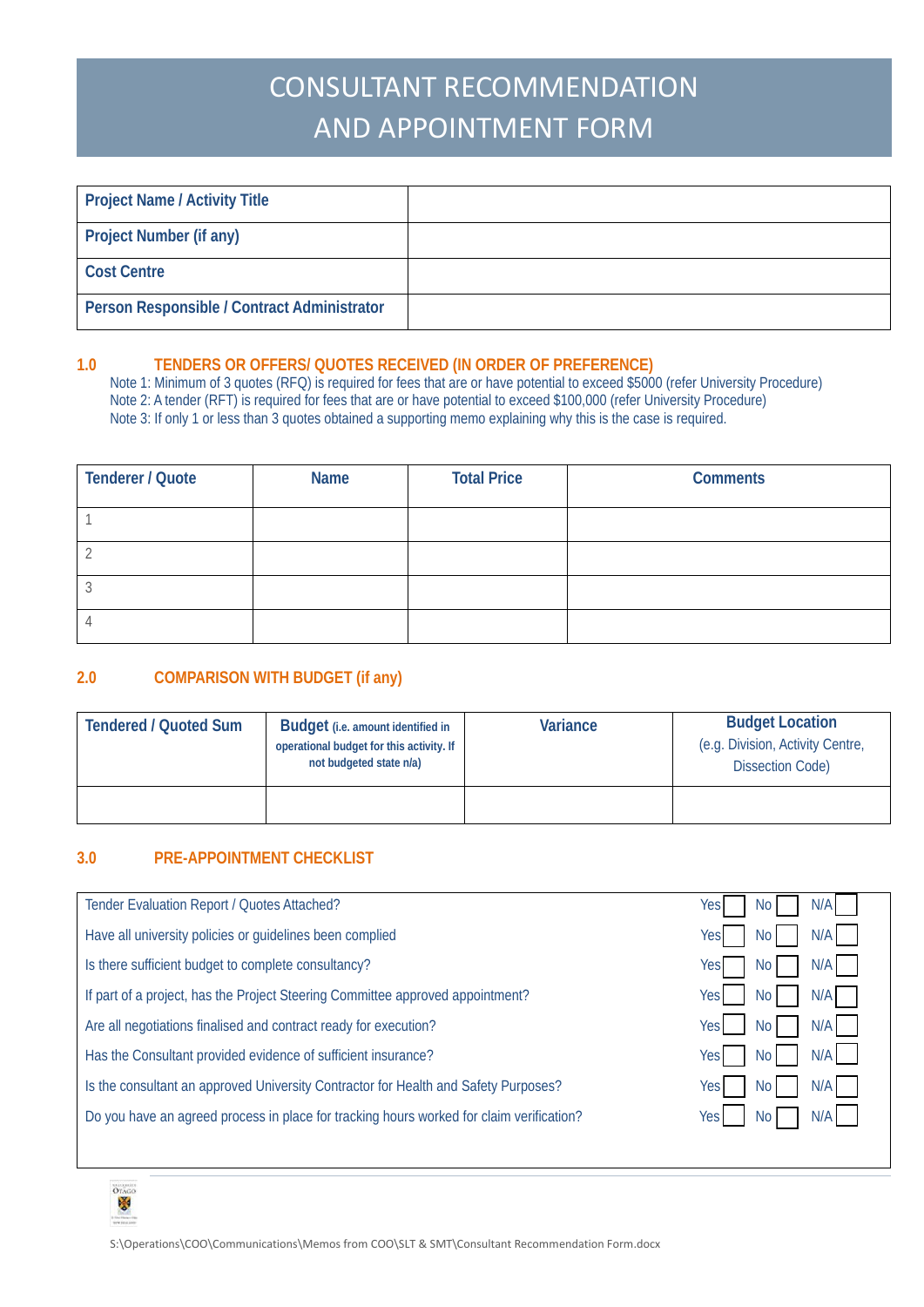# CONSULTANT RECOMMENDATION AND APPOINTMENT FORM

| | |
|---|---|
| **Project Name / Activity Title** | |
| **Project Number (if any)** | |
| **Cost Centre** | |
| **Person Responsible / Contract Administrator** | |

## 1.0 TENDERS OR OFFERS/ QUOTES RECEIVED (IN ORDER OF PREFERENCE)

Note 1: Minimum of 3 quotes (RFQ) is required for fees that are or have potential to exceed $5000 (refer University Procedure)
Note 2: A tender (RFT) is required for fees that are or have potential to exceed $100,000 (refer University Procedure)
Note 3: If only 1 or less than 3 quotes obtained a supporting memo explaining why this is the case is required.

| Tenderer / Quote | Name | Total Price | Comments |
|---|---|---|---|
| 1 | | | |
| 2 | | | |
| 3 | | | |
| 4 | | | |

## 2.0 COMPARISON WITH BUDGET (if any)

| Tendered / Quoted Sum | Budget (i.e. amount identified in operational budget for this activity. If not budgeted state n/a) | Variance | Budget Location (e.g. Division, Activity Centre, Dissection Code) |
|---|---|---|---|
| | | | |

## 3.0 PRE-APPOINTMENT CHECKLIST

| | | | |
|---|---|---|---|
| Tender Evaluation Report / Quotes Attached? | Yes ☐ | No ☐ | N/A ☐ |
| Have all university policies or guidelines been complied | Yes ☐ | No ☐ | N/A ☐ |
| Is there sufficient budget to complete consultancy? | Yes ☐ | No ☐ | N/A ☐ |
| If part of a project, has the Project Steering Committee approved appointment? | Yes ☐ | No ☐ | N/A ☐ |
| Are all negotiations finalised and contract ready for execution? | Yes ☐ | No ☐ | N/A ☐ |
| Has the Consultant provided evidence of sufficient insurance? | Yes ☐ | No ☐ | N/A ☐ |
| Is the consultant an approved University Contractor for Health and Safety Purposes? | Yes ☐ | No ☐ | N/A ☐ |
| Do you have an agreed process in place for tracking hours worked for claim verification? | Yes ☐ | No ☐ | N/A ☐ |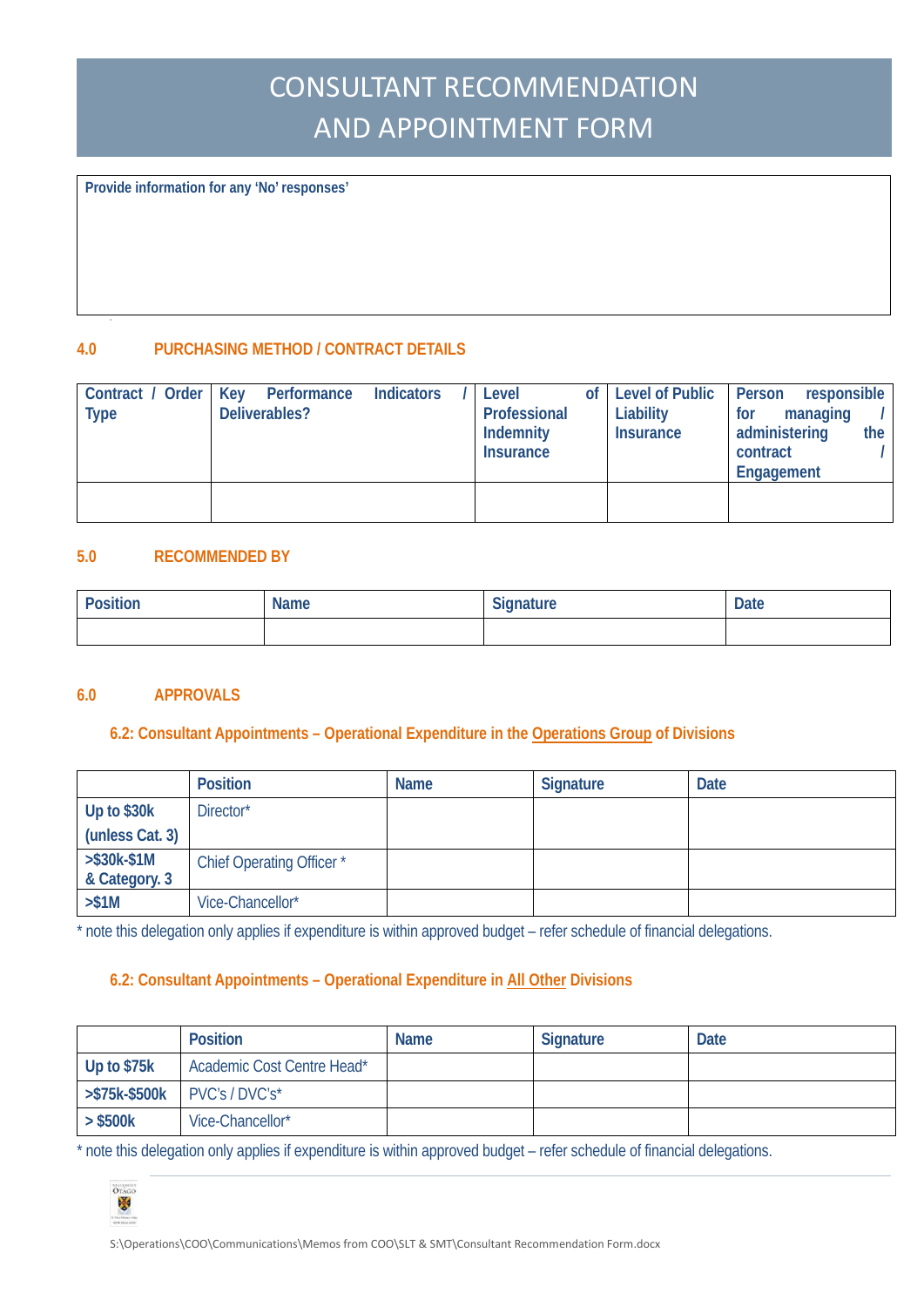# CONSULTANT RECOMMENDATION AND APPOINTMENT FORM

**Provide information for any 'No' responses'**

## 4.0 PURCHASING METHOD / CONTRACT DETAILS

| Contract / Order Type | Key Performance Indicators / Deliverables? | Level of Professional Indemnity Insurance | Level of Public Liability Insurance | Person responsible for managing / administering the contract / Engagement |
|---|---|---|---|---|
| | | | | |

## 5.0 RECOMMENDED BY

| Position | Name | Signature | Date |
|---|---|---|---|
| | | | |

## 6.0 APPROVALS

### 6.2: Consultant Appointments – Operational Expenditure in the Operations Group of Divisions

| | Position | Name | Signature | Date |
|---|---|---|---|---|
| **Up to $30k (unless Cat. 3)** | Director* | | | |
| **>$30k-$1M & Category. 3** | Chief Operating Officer * | | | |
| **>$1M** | Vice-Chancellor* | | | |

\* note this delegation only applies if expenditure is within approved budget – refer schedule of financial delegations.

### 6.2: Consultant Appointments – Operational Expenditure in All Other Divisions

| | Position | Name | Signature | Date |
|---|---|---|---|---|
| **Up to $75k** | Academic Cost Centre Head* | | | |
| **>$75k-$500k** | PVC's / DVC's* | | | |
| **> $500k** | Vice-Chancellor* | | | |

\* note this delegation only applies if expenditure is within approved budget – refer schedule of financial delegations.